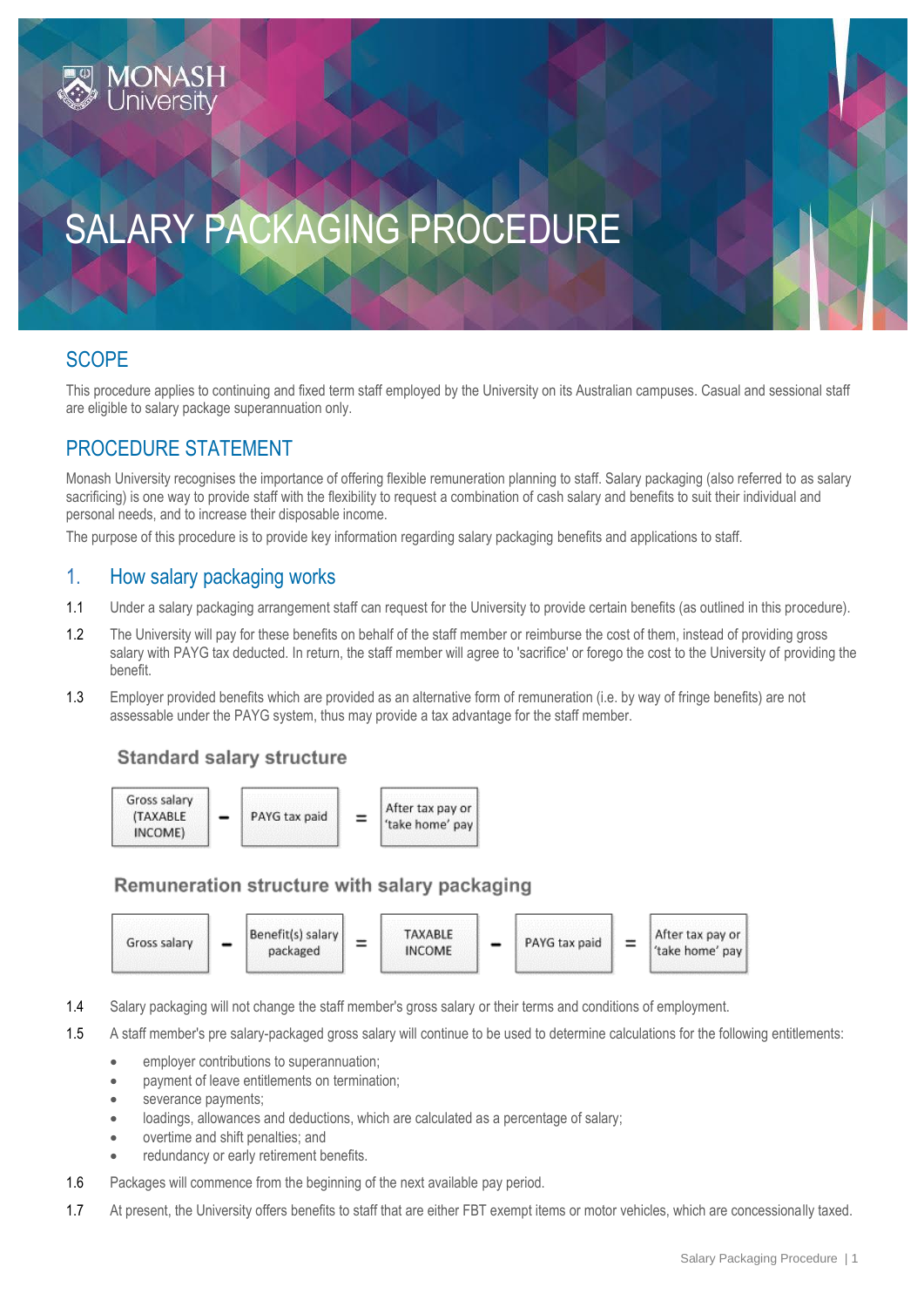# SALARY PACKAGING PROCEDURE

## SCOPE

This procedure applies to continuing and fixed term staff employed by the University on its Australian campuses. Casual and sessional staff are eligible to salary package superannuation only.

## PROCEDURE STATEMENT

Monash University recognises the importance of offering flexible remuneration planning to staff. Salary packaging (also referred to as salary sacrificing) is one way to provide staff with the flexibility to request a combination of cash salary and benefits to suit their individual and personal needs, and to increase their disposable income.

The purpose of this procedure is to provide key information regarding salary packaging benefits and applications to staff.

## 1. How salary packaging works

1.1 Under a salary packaging arrangement staff can request for the University to provide certain benefits (as outlined in this procedure).

1.2 The University will pay for these benefits on behalf of the staff member or reimburse the cost of them, instead of providing gross salary with PAYG tax deducted. In return, the staff member will agree to 'sacrifice' or forego the cost to the University of providing the benefit.

1.3 Employer provided benefits which are provided as an alternative form of remuneration (i.e. by way of fringe benefits) are not assessable under the PAYG system, thus may provide a tax advantage for the staff member.

**Standard salary structure**

Gross salary (TAXABLE INCOME) – PAYG tax paid = After tax pay or 'take home' pay

**Remuneration structure with salary packaging**

Gross salary – Benefit(s) salary packaged = TAXABLE INCOME – PAYG tax paid = After tax pay or 'take home' pay

1.4 Salary packaging will not change the staff member's gross salary or their terms and conditions of employment.

1.5 A staff member's pre salary-packaged gross salary will continue to be used to determine calculations for the following entitlements:

- employer contributions to superannuation;
- payment of leave entitlements on termination;
- severance payments;
- loadings, allowances and deductions, which are calculated as a percentage of salary;
- overtime and shift penalties; and
- redundancy or early retirement benefits.

1.6 Packages will commence from the beginning of the next available pay period.

1.7 At present, the University offers benefits to staff that are either FBT exempt items or motor vehicles, which are concessionally taxed.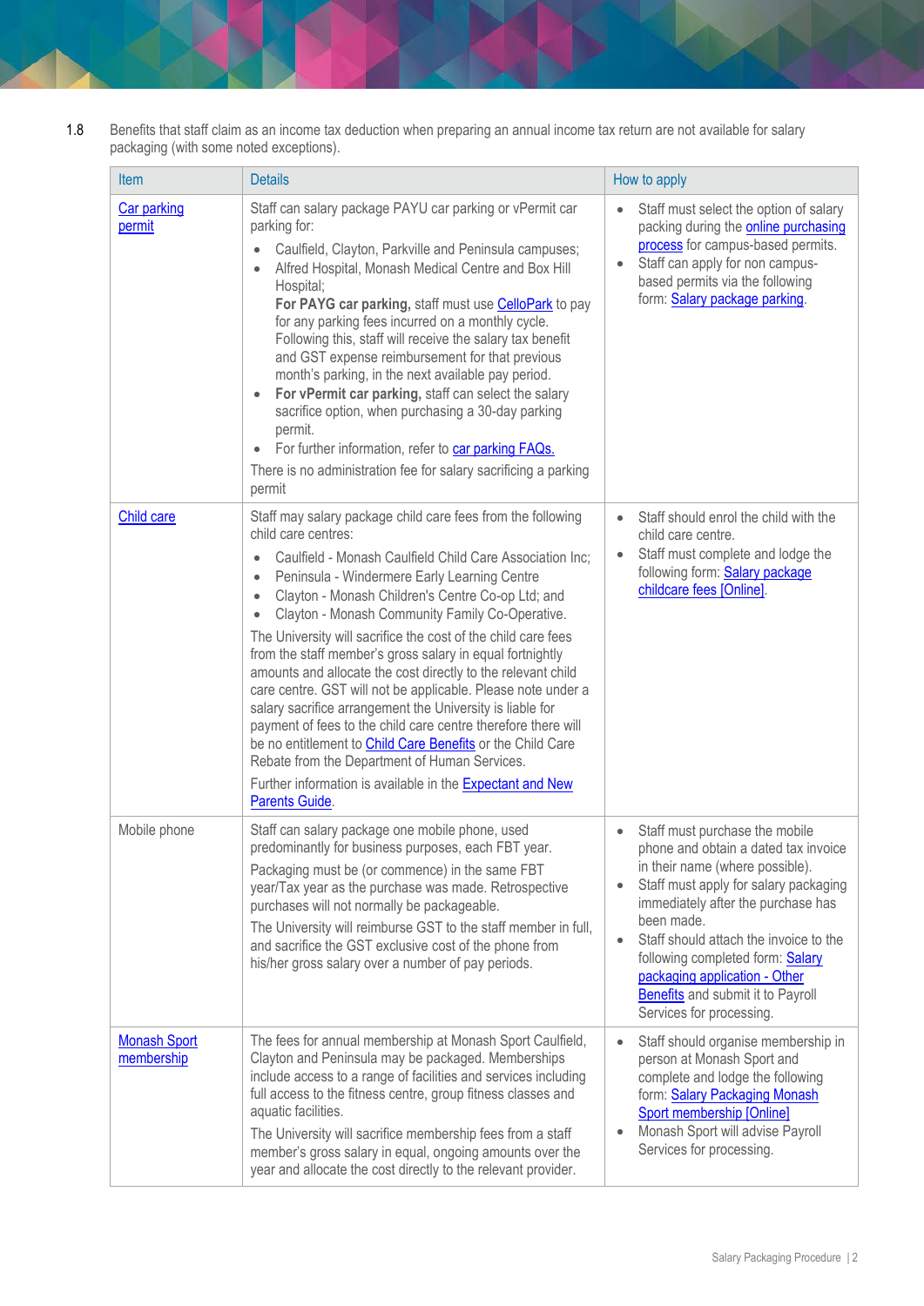1.8 Benefits that staff claim as an income tax deduction when preparing an annual income tax return are not available for salary packaging (with some noted exceptions).

| Item | Details | How to apply |
| --- | --- | --- |
| Car parking permit | Staff can salary package PAYU car parking or vPermit car parking for:<br>• Caulfield, Clayton, Parkville and Peninsula campuses;<br>• Alfred Hospital, Monash Medical Centre and Box Hill Hospital;<br>**For PAYG car parking,** staff must use CelloPark to pay for any parking fees incurred on a monthly cycle. Following this, staff will receive the salary tax benefit and GST expense reimbursement for that previous month's parking, in the next available pay period.<br>• **For vPermit car parking,** staff can select the salary sacrifice option, when purchasing a 30-day parking permit.<br>• For further information, refer to car parking FAQs.<br>There is no administration fee for salary sacrificing a parking permit | • Staff must select the option of salary packing during the online purchasing process for campus-based permits.<br>• Staff can apply for non campus-based permits via the following form: Salary package parking. |
| Child care | Staff may salary package child care fees from the following child care centres:<br>• Caulfield - Monash Caulfield Child Care Association Inc;<br>• Peninsula - Windermere Early Learning Centre<br>• Clayton - Monash Children's Centre Co-op Ltd; and<br>• Clayton - Monash Community Family Co-Operative.<br>The University will sacrifice the cost of the child care fees from the staff member's gross salary in equal fortnightly amounts and allocate the cost directly to the relevant child care centre. GST will not be applicable. Please note under a salary sacrifice arrangement the University is liable for payment of fees to the child care centre therefore there will be no entitlement to Child Care Benefits or the Child Care Rebate from the Department of Human Services.<br>Further information is available in the Expectant and New Parents Guide. | • Staff should enrol the child with the child care centre.<br>• Staff must complete and lodge the following form: Salary package childcare fees [Online]. |
| Mobile phone | Staff can salary package one mobile phone, used predominantly for business purposes, each FBT year.<br>Packaging must be (or commence) in the same FBT year/Tax year as the purchase was made. Retrospective purchases will not normally be packageable.<br>The University will reimburse GST to the staff member in full, and sacrifice the GST exclusive cost of the phone from his/her gross salary over a number of pay periods. | • Staff must purchase the mobile phone and obtain a dated tax invoice in their name (where possible).<br>• Staff must apply for salary packaging immediately after the purchase has been made.<br>• Staff should attach the invoice to the following completed form: Salary packaging application - Other Benefits and submit it to Payroll Services for processing. |
| Monash Sport membership | The fees for annual membership at Monash Sport Caulfield, Clayton and Peninsula may be packaged. Memberships include access to a range of facilities and services including full access to the fitness centre, group fitness classes and aquatic facilities.<br>The University will sacrifice membership fees from a staff member's gross salary in equal, ongoing amounts over the year and allocate the cost directly to the relevant provider. | • Staff should organise membership in person at Monash Sport and complete and lodge the following form: Salary Packaging Monash Sport membership [Online]<br>• Monash Sport will advise Payroll Services for processing. |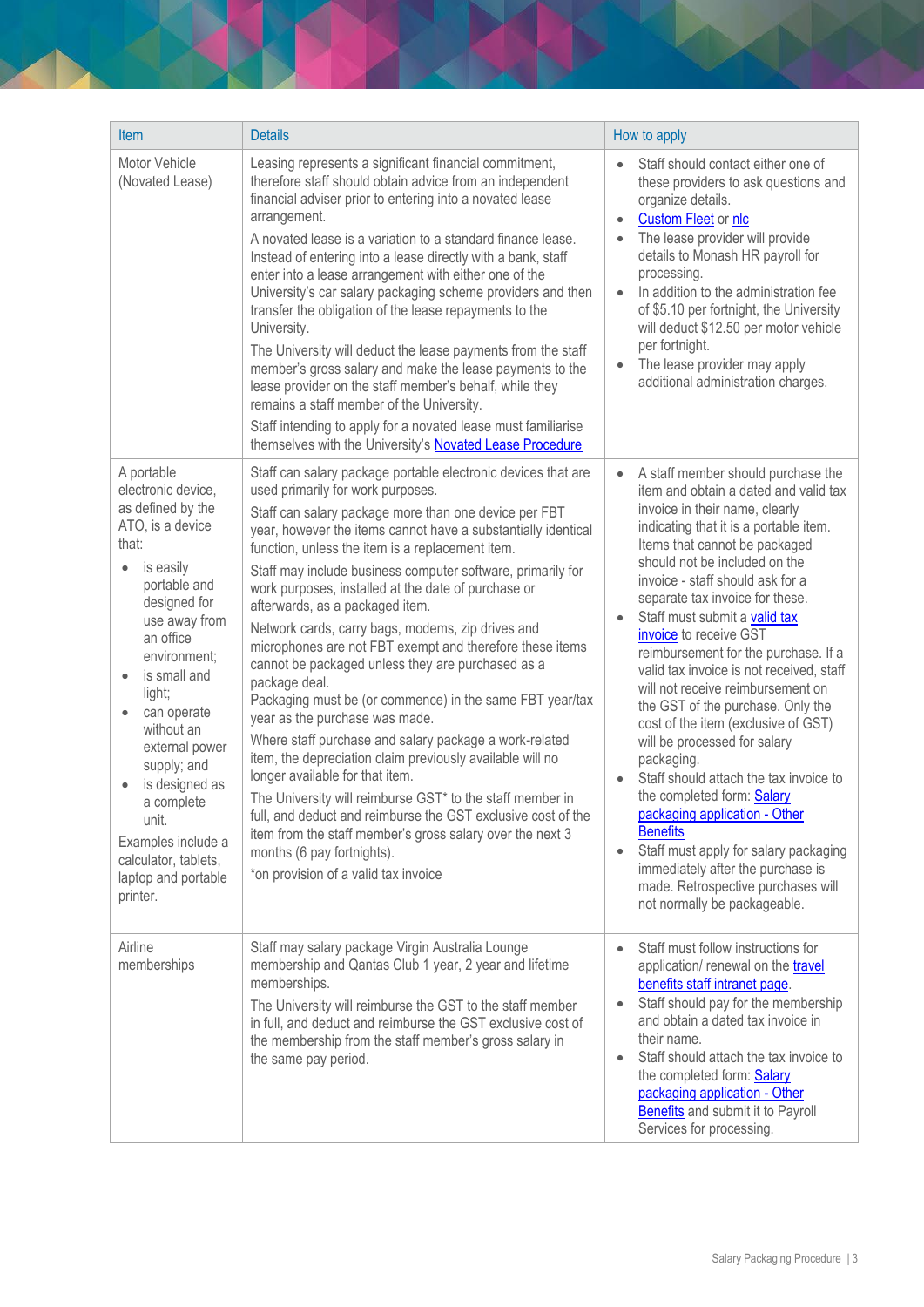| Item | Details | How to apply |
| --- | --- | --- |
| Motor Vehicle (Novated Lease) | Leasing represents a significant financial commitment, therefore staff should obtain advice from an independent financial adviser prior to entering into a novated lease arrangement.<br><br>A novated lease is a variation to a standard finance lease. Instead of entering into a lease directly with a bank, staff enter into a lease arrangement with either one of the University's car salary packaging scheme providers and then transfer the obligation of the lease repayments to the University.<br><br>The University will deduct the lease payments from the staff member's gross salary and make the lease payments to the lease provider on the staff member's behalf, while they remains a staff member of the University.<br><br>Staff intending to apply for a novated lease must familiarise themselves with the University's Novated Lease Procedure | • Staff should contact either one of these providers to ask questions and organize details.<br>• Custom Fleet or nlc<br>• The lease provider will provide details to Monash HR payroll for processing.<br>• In addition to the administration fee of $5.10 per fortnight, the University will deduct $12.50 per motor vehicle per fortnight.<br>• The lease provider may apply additional administration charges. |
| A portable electronic device, as defined by the ATO, is a device that:<br>• is easily portable and designed for use away from an office environment;<br>• is small and light;<br>• can operate without an external power supply; and<br>• is designed as a complete unit.<br><br>Examples include a calculator, tablets, laptop and portable printer. | Staff can salary package portable electronic devices that are used primarily for work purposes.<br><br>Staff can salary package more than one device per FBT year, however the items cannot have a substantially identical function, unless the item is a replacement item.<br><br>Staff may include business computer software, primarily for work purposes, installed at the date of purchase or afterwards, as a packaged item.<br><br>Network cards, carry bags, modems, zip drives and microphones are not FBT exempt and therefore these items cannot be packaged unless they are purchased as a package deal.<br>Packaging must be (or commence) in the same FBT year/tax year as the purchase was made.<br><br>Where staff purchase and salary package a work-related item, the depreciation claim previously available will no longer available for that item.<br><br>The University will reimburse GST* to the staff member in full, and deduct and reimburse the GST exclusive cost of the item from the staff member's gross salary over the next 3 months (6 pay fortnights).<br><br>*on provision of a valid tax invoice | • A staff member should purchase the item and obtain a dated and valid tax invoice in their name, clearly indicating that it is a portable item. Items that cannot be packaged should not be included on the invoice - staff should ask for a separate tax invoice for these.<br>• Staff must submit a valid tax invoice to receive GST reimbursement for the purchase. If a valid tax invoice is not received, staff will not receive reimbursement on the GST of the purchase. Only the cost of the item (exclusive of GST) will be processed for salary packaging.<br>• Staff should attach the tax invoice to the completed form: Salary packaging application - Other Benefits<br>• Staff must apply for salary packaging immediately after the purchase is made. Retrospective purchases will not normally be packageable. |
| Airline memberships | Staff may salary package Virgin Australia Lounge membership and Qantas Club 1 year, 2 year and lifetime memberships.<br><br>The University will reimburse the GST to the staff member in full, and deduct and reimburse the GST exclusive cost of the membership from the staff member's gross salary in the same pay period. | • Staff must follow instructions for application/ renewal on the travel benefits staff intranet page.<br>• Staff should pay for the membership and obtain a dated tax invoice in their name.<br>• Staff should attach the tax invoice to the completed form: Salary packaging application - Other Benefits and submit it to Payroll Services for processing. |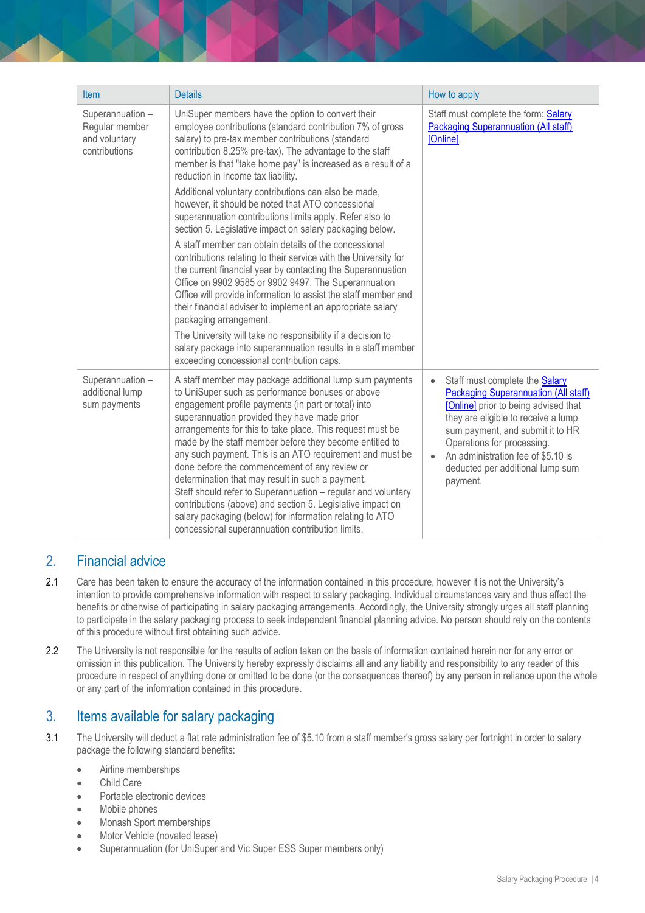| Item | Details | How to apply |
| --- | --- | --- |
| Superannuation – Regular member and voluntary contributions | UniSuper members have the option to convert their employee contributions (standard contribution 7% of gross salary) to pre-tax member contributions (standard contribution 8.25% pre-tax). The advantage to the staff member is that "take home pay" is increased as a result of a reduction in income tax liability.<br><br>Additional voluntary contributions can also be made, however, it should be noted that ATO concessional superannuation contributions limits apply. Refer also to section 5. Legislative impact on salary packaging below.<br><br>A staff member can obtain details of the concessional contributions relating to their service with the University for the current financial year by contacting the Superannuation Office on 9902 9585 or 9902 9497. The Superannuation Office will provide information to assist the staff member and their financial adviser to implement an appropriate salary packaging arrangement.<br><br>The University will take no responsibility if a decision to salary package into superannuation results in a staff member exceeding concessional contribution caps. | Staff must complete the form: Salary Packaging Superannuation (All staff) [Online]. |
| Superannuation – additional lump sum payments | A staff member may package additional lump sum payments to UniSuper such as performance bonuses or above engagement profile payments (in part or total) into superannuation provided they have made prior arrangements for this to take place. This request must be made by the staff member before they become entitled to any such payment. This is an ATO requirement and must be done before the commencement of any review or determination that may result in such a payment.<br>Staff should refer to Superannuation – regular and voluntary contributions (above) and section 5. Legislative impact on salary packaging (below) for information relating to ATO concessional superannuation contribution limits. | • Staff must complete the Salary Packaging Superannuation (All staff) [Online] prior to being advised that they are eligible to receive a lump sum payment, and submit it to HR Operations for processing.<br>• An administration fee of $5.10 is deducted per additional lump sum payment. |

## 2. Financial advice

2.1 Care has been taken to ensure the accuracy of the information contained in this procedure, however it is not the University's intention to provide comprehensive information with respect to salary packaging. Individual circumstances vary and thus affect the benefits or otherwise of participating in salary packaging arrangements. Accordingly, the University strongly urges all staff planning to participate in the salary packaging process to seek independent financial planning advice. No person should rely on the contents of this procedure without first obtaining such advice.

2.2 The University is not responsible for the results of action taken on the basis of information contained herein nor for any error or omission in this publication. The University hereby expressly disclaims all and any liability and responsibility to any reader of this procedure in respect of anything done or omitted to be done (or the consequences thereof) by any person in reliance upon the whole or any part of the information contained in this procedure.

## 3. Items available for salary packaging

3.1 The University will deduct a flat rate administration fee of $5.10 from a staff member's gross salary per fortnight in order to salary package the following standard benefits:

- Airline memberships
- Child Care
- Portable electronic devices
- Mobile phones
- Monash Sport memberships
- Motor Vehicle (novated lease)
- Superannuation (for UniSuper and Vic Super ESS Super members only)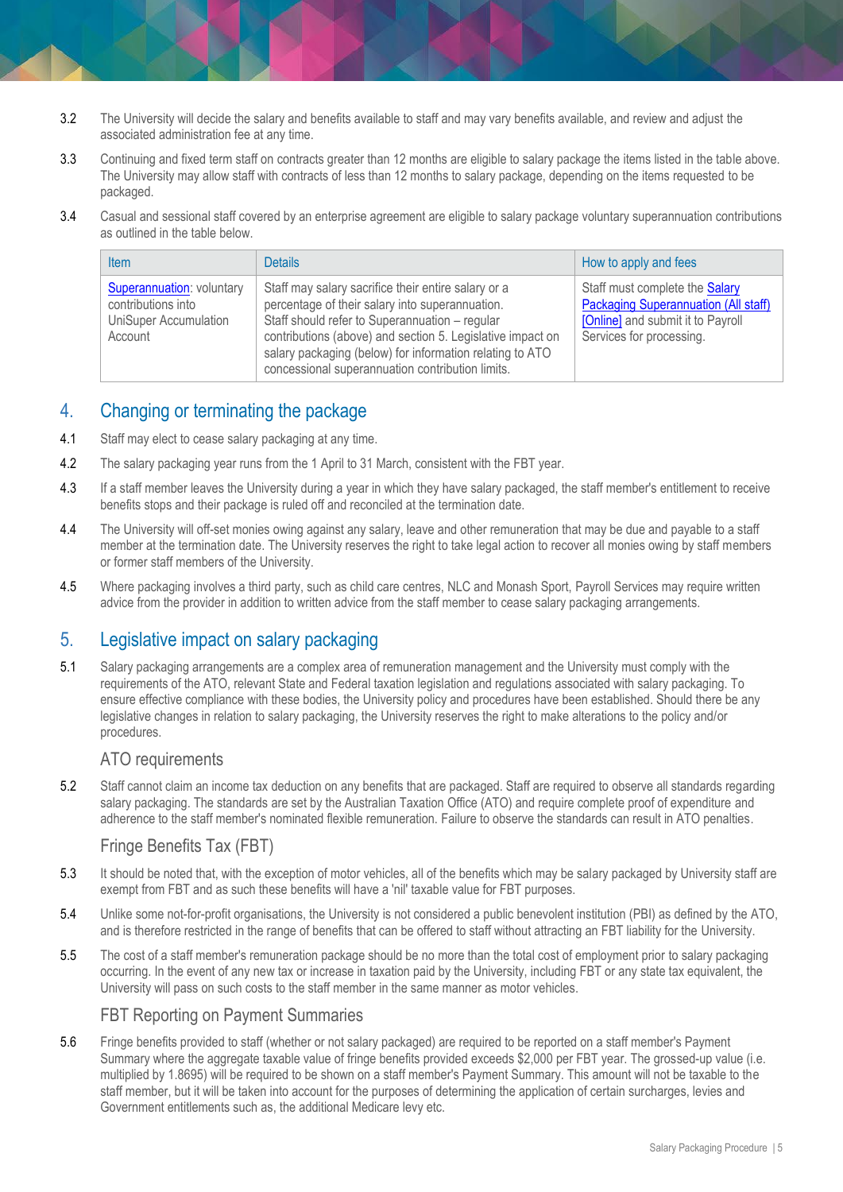3.2 The University will decide the salary and benefits available to staff and may vary benefits available, and review and adjust the associated administration fee at any time.

3.3 Continuing and fixed term staff on contracts greater than 12 months are eligible to salary package the items listed in the table above. The University may allow staff with contracts of less than 12 months to salary package, depending on the items requested to be packaged.

3.4 Casual and sessional staff covered by an enterprise agreement are eligible to salary package voluntary superannuation contributions as outlined in the table below.

| Item | Details | How to apply and fees |
|---|---|---|
| Superannuation: voluntary contributions into UniSuper Accumulation Account | Staff may salary sacrifice their entire salary or a percentage of their salary into superannuation. Staff should refer to Superannuation – regular contributions (above) and section 5. Legislative impact on salary packaging (below) for information relating to ATO concessional superannuation contribution limits. | Staff must complete the Salary Packaging Superannuation (All staff) [Online] and submit it to Payroll Services for processing. |

## 4. Changing or terminating the package

4.1 Staff may elect to cease salary packaging at any time.

4.2 The salary packaging year runs from the 1 April to 31 March, consistent with the FBT year.

4.3 If a staff member leaves the University during a year in which they have salary packaged, the staff member's entitlement to receive benefits stops and their package is ruled off and reconciled at the termination date.

4.4 The University will off-set monies owing against any salary, leave and other remuneration that may be due and payable to a staff member at the termination date. The University reserves the right to take legal action to recover all monies owing by staff members or former staff members of the University.

4.5 Where packaging involves a third party, such as child care centres, NLC and Monash Sport, Payroll Services may require written advice from the provider in addition to written advice from the staff member to cease salary packaging arrangements.

## 5. Legislative impact on salary packaging

5.1 Salary packaging arrangements are a complex area of remuneration management and the University must comply with the requirements of the ATO, relevant State and Federal taxation legislation and regulations associated with salary packaging. To ensure effective compliance with these bodies, the University policy and procedures have been established. Should there be any legislative changes in relation to salary packaging, the University reserves the right to make alterations to the policy and/or procedures.

### ATO requirements

5.2 Staff cannot claim an income tax deduction on any benefits that are packaged. Staff are required to observe all standards regarding salary packaging. The standards are set by the Australian Taxation Office (ATO) and require complete proof of expenditure and adherence to the staff member's nominated flexible remuneration. Failure to observe the standards can result in ATO penalties.

### Fringe Benefits Tax (FBT)

5.3 It should be noted that, with the exception of motor vehicles, all of the benefits which may be salary packaged by University staff are exempt from FBT and as such these benefits will have a 'nil' taxable value for FBT purposes.

5.4 Unlike some not-for-profit organisations, the University is not considered a public benevolent institution (PBI) as defined by the ATO, and is therefore restricted in the range of benefits that can be offered to staff without attracting an FBT liability for the University.

5.5 The cost of a staff member's remuneration package should be no more than the total cost of employment prior to salary packaging occurring. In the event of any new tax or increase in taxation paid by the University, including FBT or any state tax equivalent, the University will pass on such costs to the staff member in the same manner as motor vehicles.

### FBT Reporting on Payment Summaries

5.6 Fringe benefits provided to staff (whether or not salary packaged) are required to be reported on a staff member's Payment Summary where the aggregate taxable value of fringe benefits provided exceeds $2,000 per FBT year. The grossed-up value (i.e. multiplied by 1.8695) will be required to be shown on a staff member's Payment Summary. This amount will not be taxable to the staff member, but it will be taken into account for the purposes of determining the application of certain surcharges, levies and Government entitlements such as, the additional Medicare levy etc.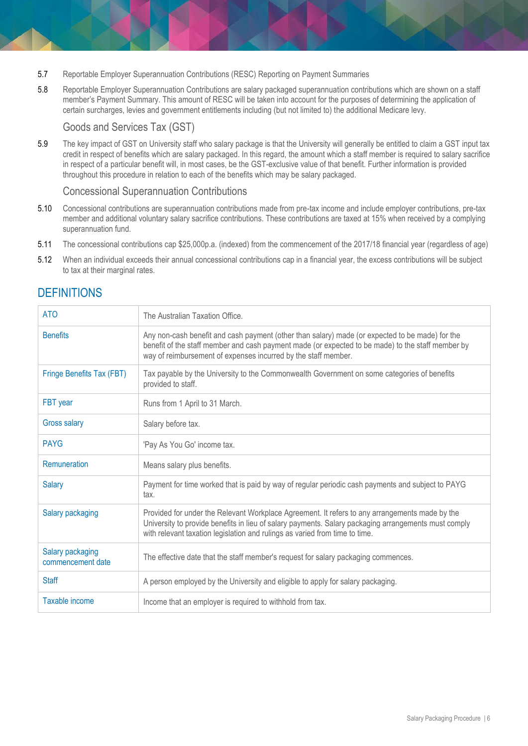5.7 Reportable Employer Superannuation Contributions (RESC) Reporting on Payment Summaries

5.8 Reportable Employer Superannuation Contributions are salary packaged superannuation contributions which are shown on a staff member's Payment Summary. This amount of RESC will be taken into account for the purposes of determining the application of certain surcharges, levies and government entitlements including (but not limited to) the additional Medicare levy.

### Goods and Services Tax (GST)

5.9 The key impact of GST on University staff who salary package is that the University will generally be entitled to claim a GST input tax credit in respect of benefits which are salary packaged. In this regard, the amount which a staff member is required to salary sacrifice in respect of a particular benefit will, in most cases, be the GST-exclusive value of that benefit. Further information is provided throughout this procedure in relation to each of the benefits which may be salary packaged.

### Concessional Superannuation Contributions

5.10 Concessional contributions are superannuation contributions made from pre-tax income and include employer contributions, pre-tax member and additional voluntary salary sacrifice contributions. These contributions are taxed at 15% when received by a complying superannuation fund.

5.11 The concessional contributions cap $25,000p.a. (indexed) from the commencement of the 2017/18 financial year (regardless of age)

5.12 When an individual exceeds their annual concessional contributions cap in a financial year, the excess contributions will be subject to tax at their marginal rates.

## DEFINITIONS

| Term | Definition |
|---|---|
| ATO | The Australian Taxation Office. |
| Benefits | Any non-cash benefit and cash payment (other than salary) made (or expected to be made) for the benefit of the staff member and cash payment made (or expected to be made) to the staff member by way of reimbursement of expenses incurred by the staff member. |
| Fringe Benefits Tax (FBT) | Tax payable by the University to the Commonwealth Government on some categories of benefits provided to staff. |
| FBT year | Runs from 1 April to 31 March. |
| Gross salary | Salary before tax. |
| PAYG | 'Pay As You Go' income tax. |
| Remuneration | Means salary plus benefits. |
| Salary | Payment for time worked that is paid by way of regular periodic cash payments and subject to PAYG tax. |
| Salary packaging | Provided for under the Relevant Workplace Agreement. It refers to any arrangements made by the University to provide benefits in lieu of salary payments. Salary packaging arrangements must comply with relevant taxation legislation and rulings as varied from time to time. |
| Salary packaging commencement date | The effective date that the staff member's request for salary packaging commences. |
| Staff | A person employed by the University and eligible to apply for salary packaging. |
| Taxable income | Income that an employer is required to withhold from tax. |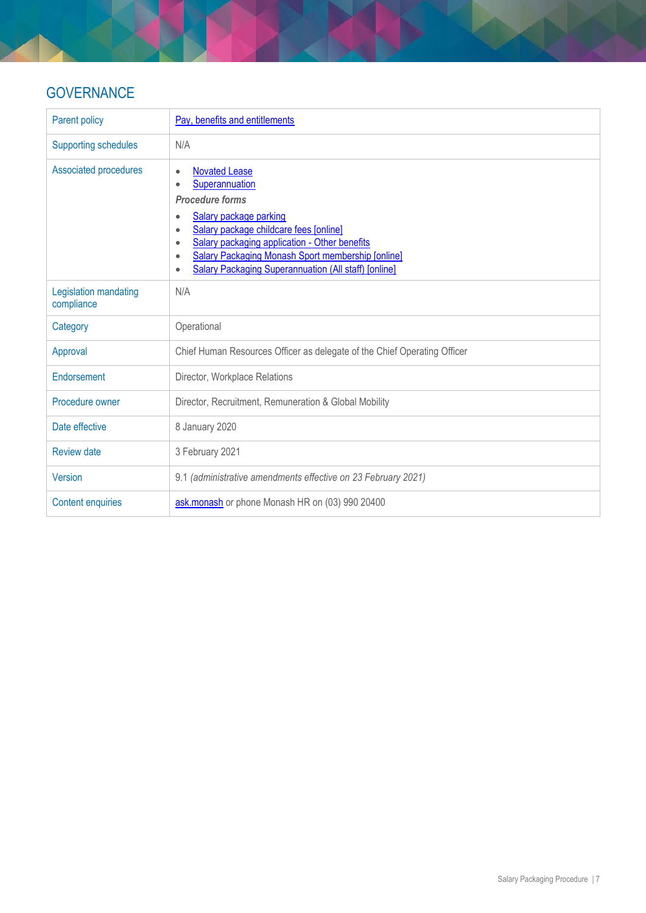## GOVERNANCE

| | |
|---|---|
| Parent policy | Pay, benefits and entitlements |
| Supporting schedules | N/A |
| Associated procedures | • Novated Lease<br>• Superannuation<br>***Procedure forms***<br>• Salary package parking<br>• Salary package childcare fees [online]<br>• Salary packaging application - Other benefits<br>• Salary Packaging Monash Sport membership [online]<br>• Salary Packaging Superannuation (All staff) [online] |
| Legislation mandating compliance | N/A |
| Category | Operational |
| Approval | Chief Human Resources Officer as delegate of the Chief Operating Officer |
| Endorsement | Director, Workplace Relations |
| Procedure owner | Director, Recruitment, Remuneration & Global Mobility |
| Date effective | 8 January 2020 |
| Review date | 3 February 2021 |
| Version | 9.1 *(administrative amendments effective on 23 February 2021)* |
| Content enquiries | ask.monash or phone Monash HR on (03) 990 20400 |